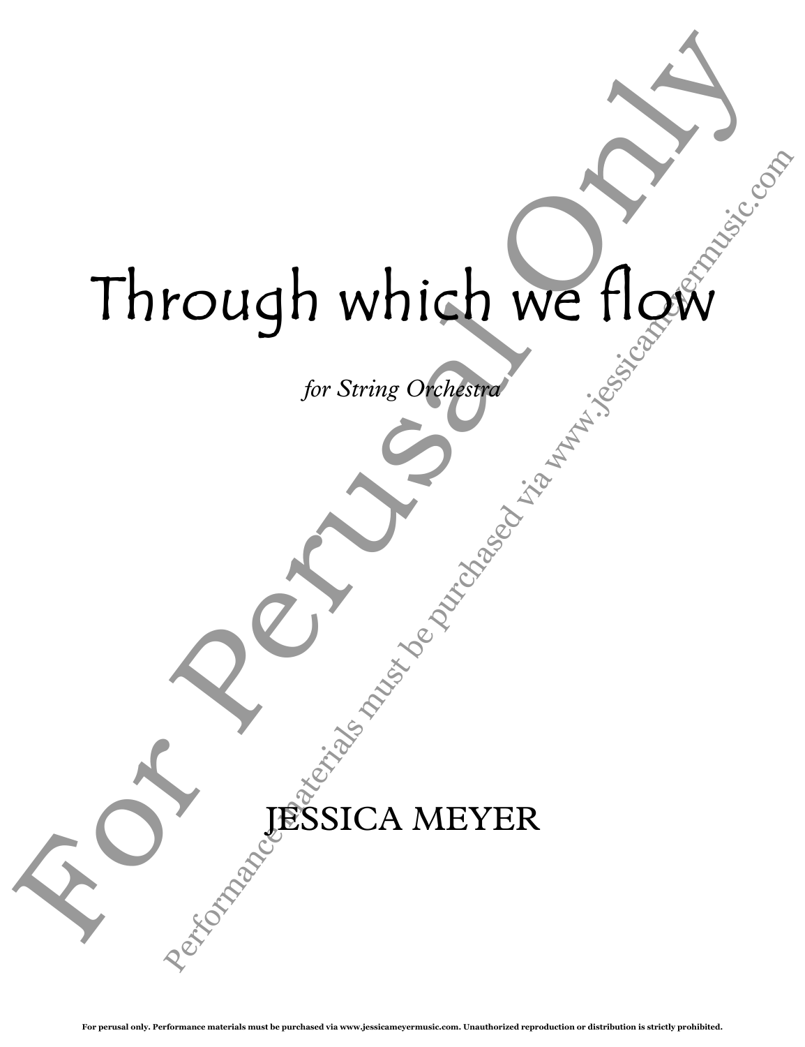# Through which we flow

*for String Orchestra*

JESSICA MEYER

For Perusal Only

Performance materials must be purchased via www.jessicameyermusic.com

For perusal only. Performance materials must be purchased via www.jessicameyermusic.com. Unauthorized reproduction or distribution is strictly prohibited.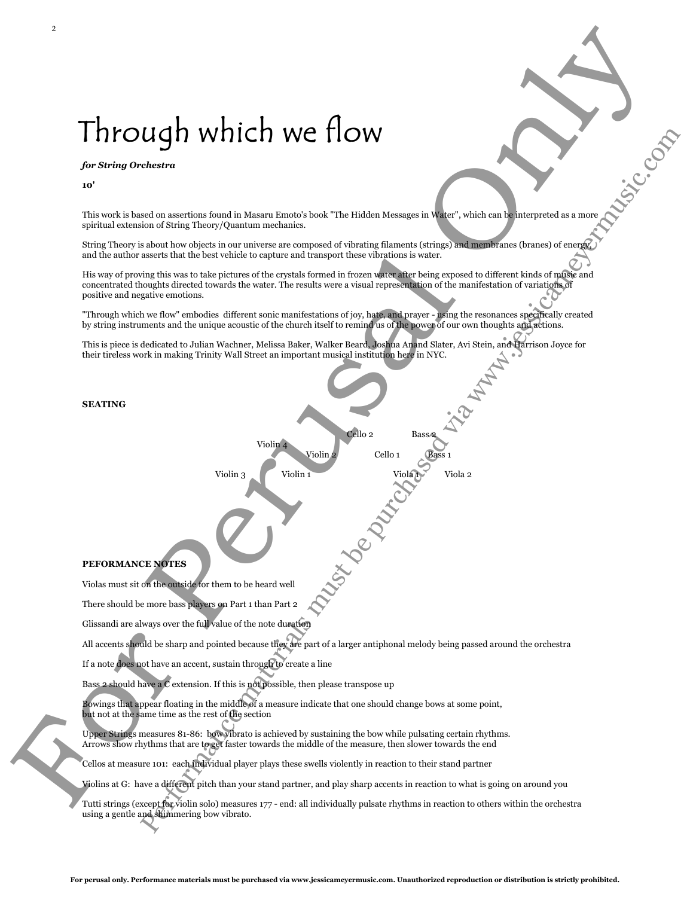# Through which we flow

***for String Orchestra***

**10'**

This work is based on assertions found in Masaru Emoto's book "The Hidden Messages in Water", which can be interpreted as a more spiritual extension of String Theory/Quantum mechanics.

String Theory is about how objects in our universe are composed of vibrating filaments (strings) and membranes (branes) of energy, and the author asserts that the best vehicle to capture and transport these vibrations is water.

His way of proving this was to take pictures of the crystals formed in frozen water after being exposed to different kinds of music and concentrated thoughts directed towards the water. The results were a visual representation of the manifestation of variations of positive and negative emotions.

"Through which we flow" embodies different sonic manifestations of joy, hate, and prayer - using the resonances specifically created by string instruments and the unique acoustic of the church itself to remind us of the power of our own thoughts and actions.

This is piece is dedicated to Julian Wachner, Melissa Baker, Walker Beard, Joshua Anand Slater, Avi Stein, and Harrison Joyce for their tireless work in making Trinity Wall Street an important musical institution here in NYC.

**SEATING**

Cello 2 &nbsp;&nbsp;&nbsp; Bass 2

Violin 4 &nbsp;&nbsp;&nbsp; Violin 2 &nbsp;&nbsp;&nbsp; Cello 1 &nbsp;&nbsp;&nbsp; Bass 1

Violin 3 &nbsp;&nbsp;&nbsp; Violin 1 &nbsp;&nbsp;&nbsp; Viola 1 &nbsp;&nbsp;&nbsp; Viola 2

**PEFORMANCE NOTES**

Violas must sit on the outside for them to be heard well

There should be more bass players on Part 1 than Part 2

Glissandi are always over the full value of the note duration

All accents should be sharp and pointed because they are part of a larger antiphonal melody being passed around the orchestra

If a note does not have an accent, sustain through to create a line

Bass 2 should have a C extension. If this is not possible, then please transpose up

Bowings that appear floating in the middle of a measure indicate that one should change bows at some point, but not at the same time as the rest of the section

Upper Strings measures 81-86: bow vibrato is achieved by sustaining the bow while pulsating certain rhythms. Arrows show rhythms that are to get faster towards the middle of the measure, then slower towards the end

Cellos at measure 101: each individual player plays these swells violently in reaction to their stand partner

Violins at G: have a different pitch than your stand partner, and play sharp accents in reaction to what is going on around you

Tutti strings (except for violin solo) measures 177 - end: all individually pulsate rhythms in reaction to others within the orchestra using a gentle and shimmering bow vibrato.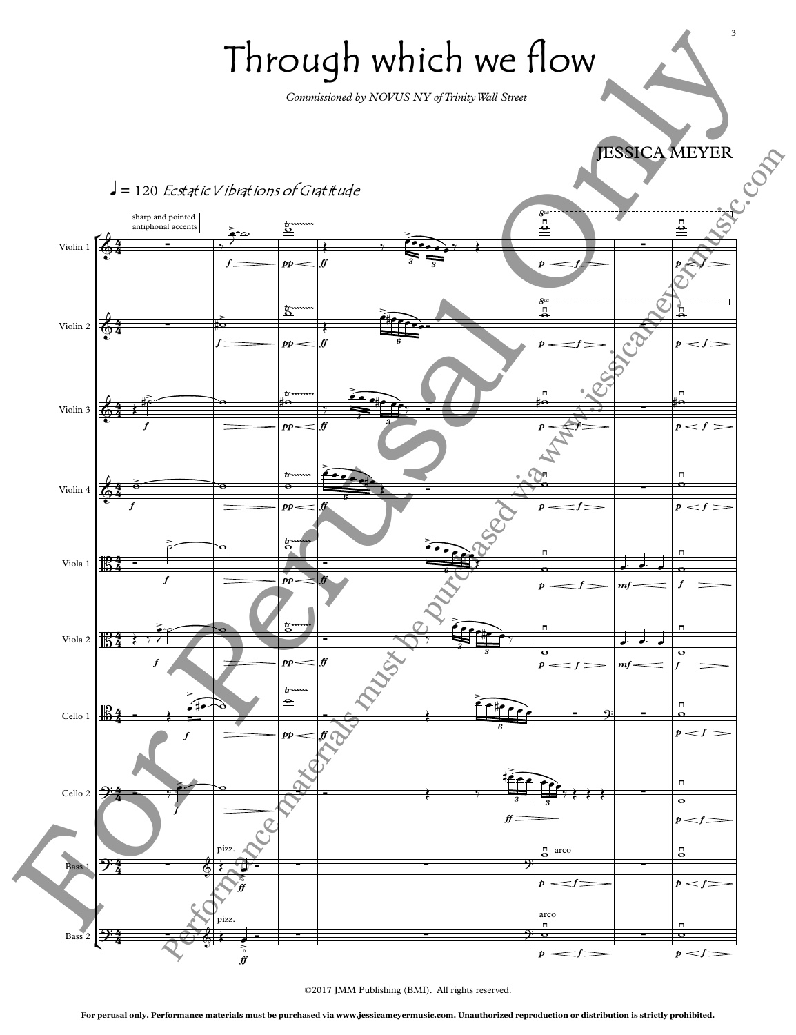# Through which we flow

*Commissioned by NOVUS NY of Trinity Wall Street*

JESSICA MEYER

♩= 120 *Ecstatic Vibrations of Gratitude*

©2017 JMM Publishing (BMI). All rights reserved.

**For perusal only. Performance materials must be purchased via www.jessicameyermusic.com. Unauthorized reproduction or distribution is strictly prohibited.**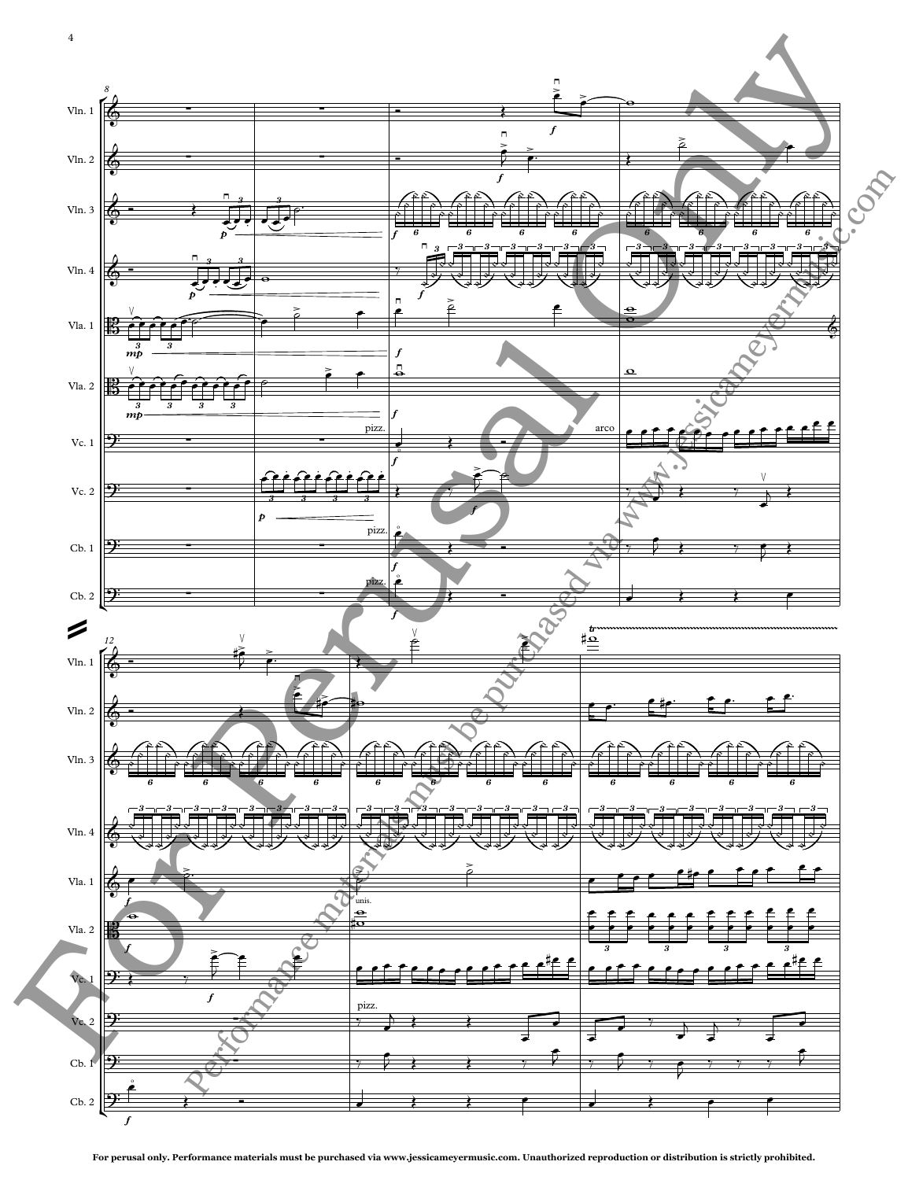For perusal only. Performance materials must be purchased via www.jessicameyermusic.com. Unauthorized reproduction or distribution is strictly prohibited.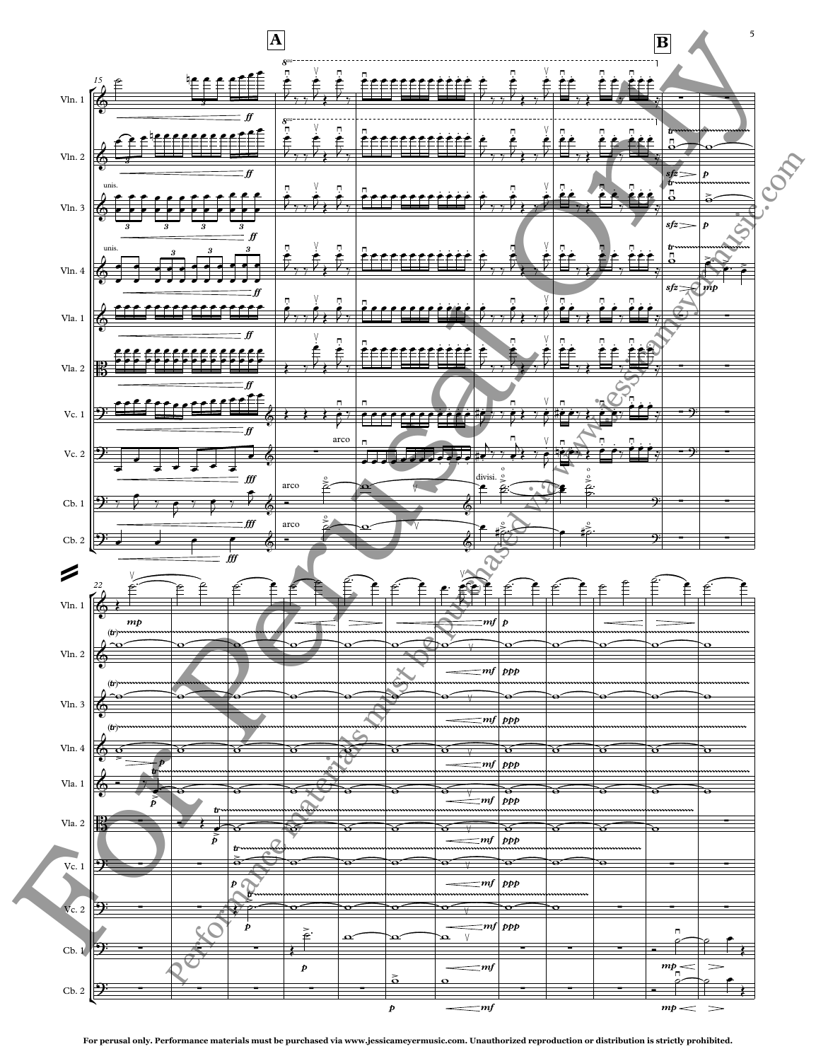For perusal only. Performance materials must be purchased via www.jessicameyermusic.com. Unauthorized reproduction or distribution is strictly prohibited.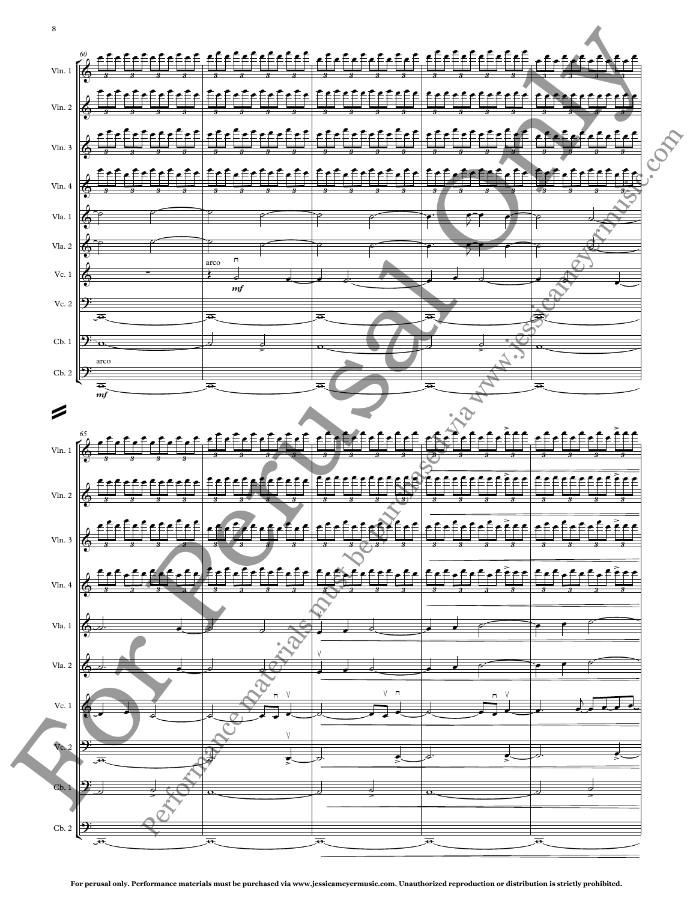For perusal only. Performance materials must be purchased via www.jessicameyermusic.com. Unauthorized reproduction or distribution is strictly prohibited.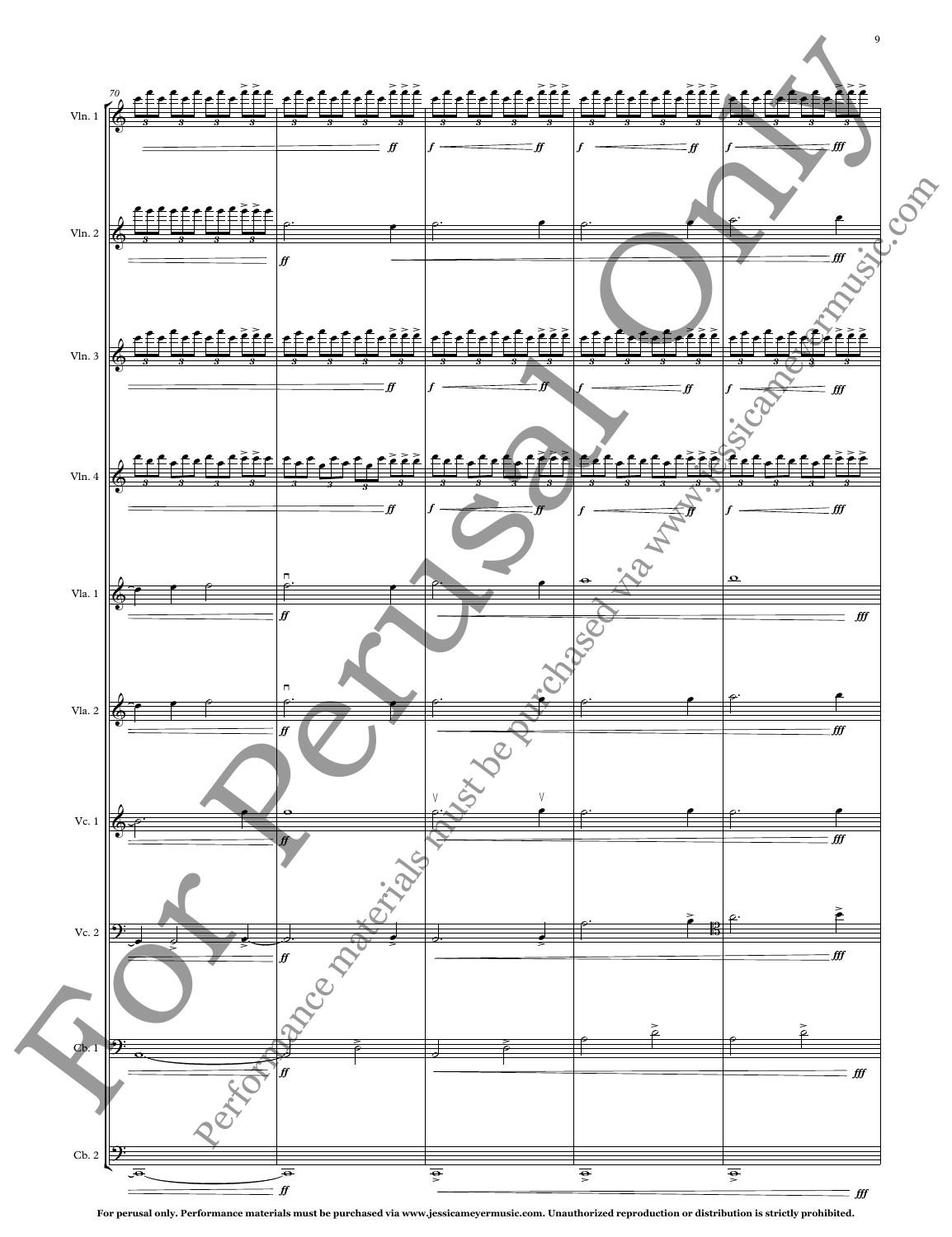For perusal only. Performance materials must be purchased via www.jessicameyermusic.com. Unauthorized reproduction or distribution is strictly prohibited.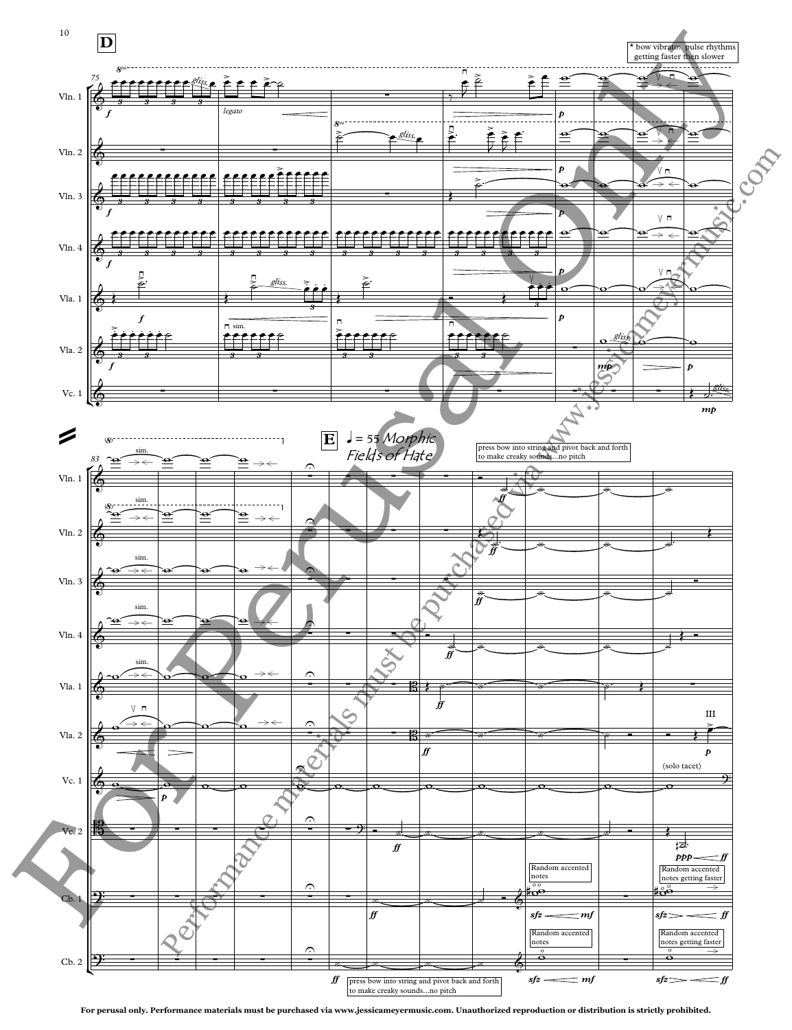**D**

* bow vibrato: pulse rhythms getting faster then slower

75

Vln. 1 — *f* — gliss. — *legato* — *p*

Vln. 2 — gliss. — *p*

Vln. 3 — *f* — *p*

Vln. 4 — *f* — *p*

Vla. 1 — *f* — gliss. — *p*

Vla. 2 — *f* — sim. — gliss. — *mp* — *p*

Vc. 1 — *mp* — gliss.

83

**E** ♩ = 55 *Morphic Fields of Hate*

press bow into string and pivot back and forth to make creaky sounds...no pitch

Vln. 1 — sim. — *ff*

Vln. 2 — sim. — *ff*

Vln. 3 — sim. — *ff*

Vln. 4 — sim. — *ff*

Vla. 1 — sim. — *ff*

Vla. 2 — *ff* — III — *p*

Vc. 1 — *p* — (solo tacet)

Vc. 2 — *ff* — *ppp* — *ff*

Cb. 1 — *ff* — Random accented notes — *sfz* — *mf* — Random accented notes getting faster — *sfz* — *ff*

Cb. 2 — *ff* — press bow into string and pivot back and forth to make creaky sounds...no pitch — Random accented notes — *sfz* — *mf* — Random accented notes getting faster — *sfz* — *ff*

For Perusal Only — Performance materials must be purchased via www.jessicameyermusic.com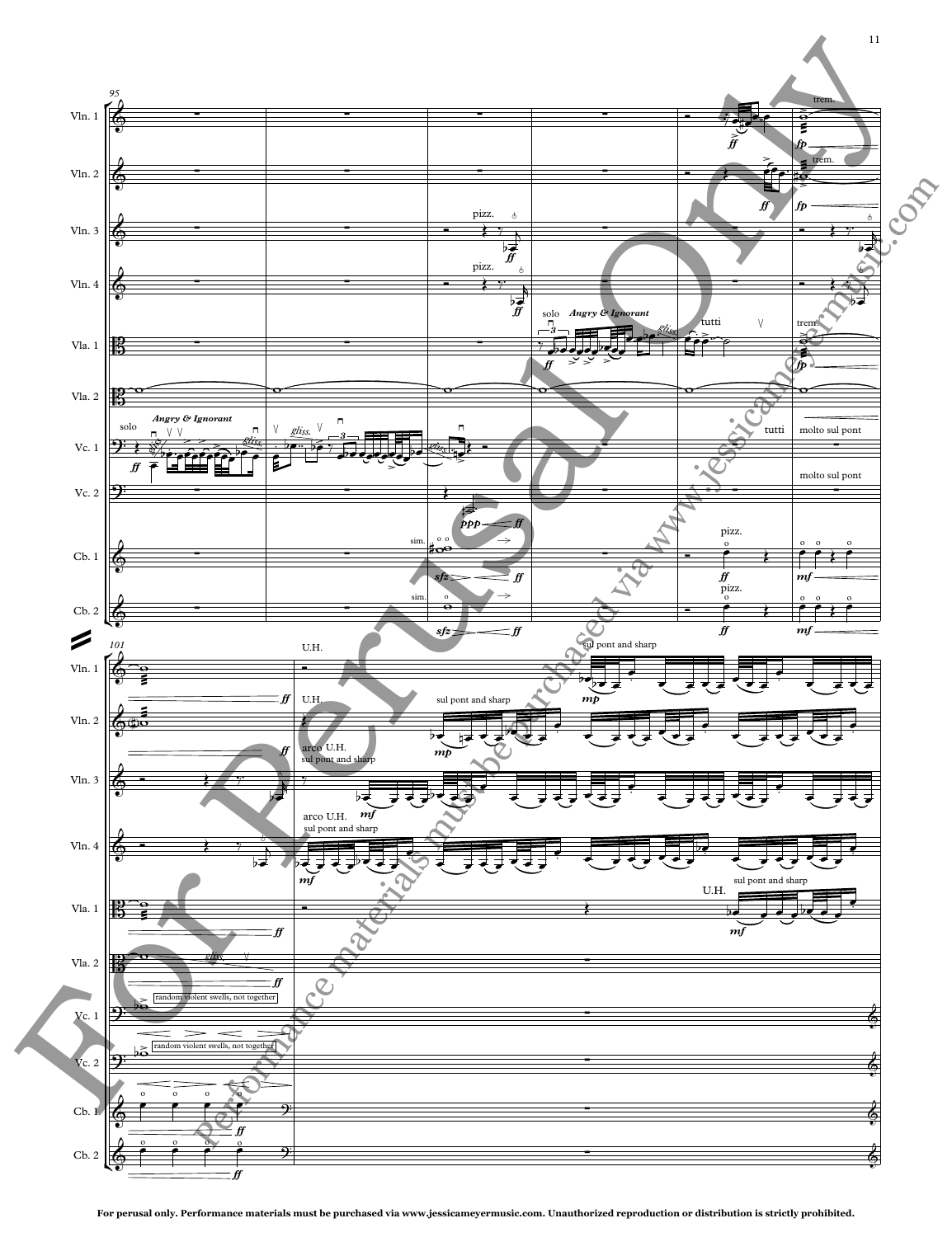95

Vln. 1 — trem. *ff* *fp*

Vln. 2 — trem. *ff* *fp*

Vln. 3 — pizz. *ff*

Vln. 4 — pizz. *ff*

Vla. 1 — solo *Angry & Ignorant* *ff* gliss. tutti trem. *fp*

Vla. 2

Vc. 1 — solo *Angry & Ignorant* *ff* gliss. gliss. gliss. tutti molto sul pont

Vc. 2 — *ppp* *ff* molto sul pont

Cb. 1 — sim. *sfz* *ff* pizz. *ff* *mf*

Cb. 2 — sim. *sfz* *ff* pizz. *ff* *mf*

101

Vln. 1 — *ff* U.H. sul pont and sharp *mp*

Vln. 2 — *ff* U.H. sul pont and sharp *mp*

Vln. 3 — arco U.H. sul pont and sharp *mf*

Vln. 4 — arco U.H. sul pont and sharp *mf*

Vla. 1 — *ff* U.H. sul pont and sharp *mf*

Vla. 2 — gliss. *ff*

Vc. 1 — random violent swells, not together

Vc. 2 — random violent swells, not together

Cb. 1 — *ff*

Cb. 2 — *ff*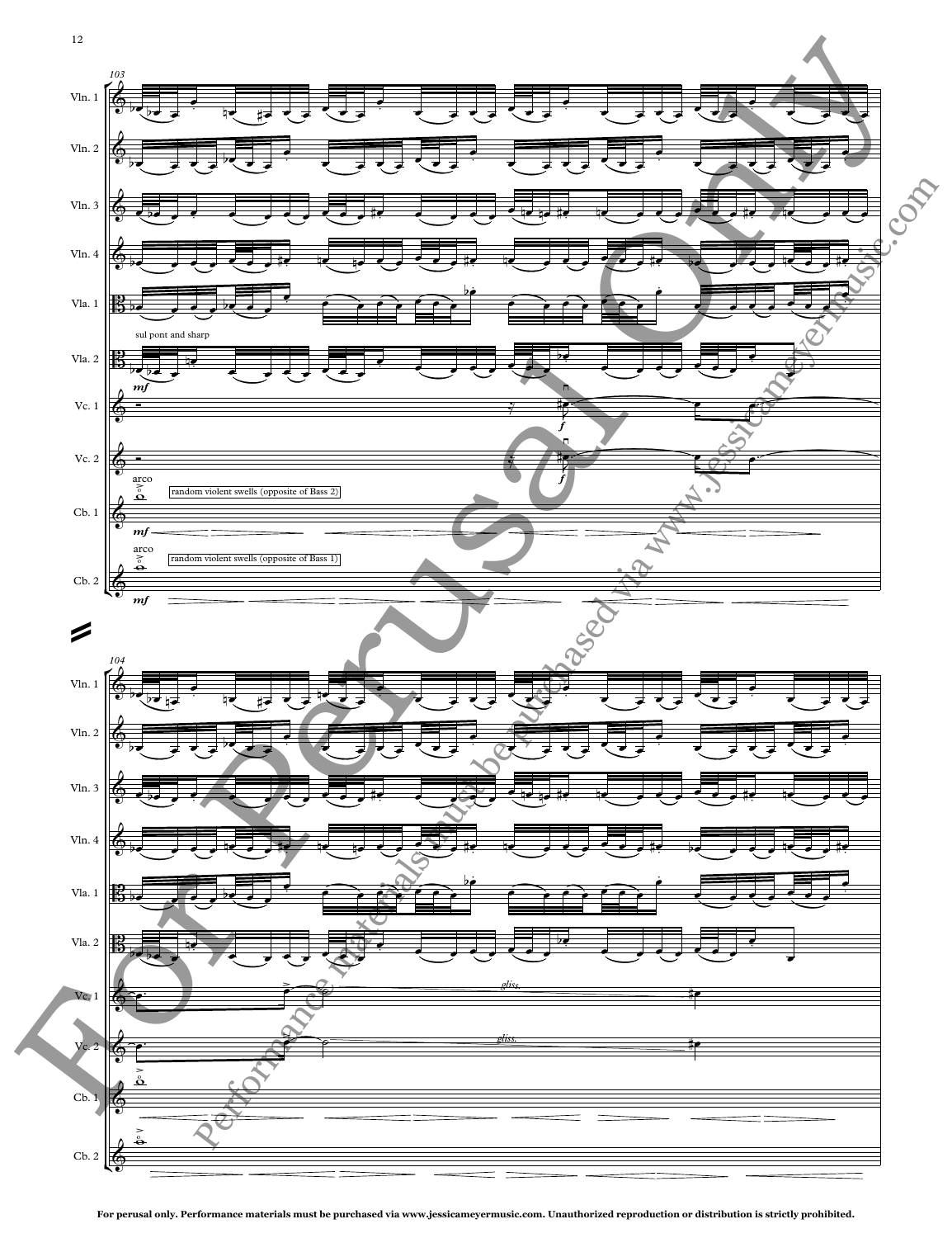103

Vln. 1

Vln. 2

Vln. 3

Vln. 4

Vla. 1

sul pont and sharp

Vla. 2

*mf*

Vc. 1

*f*

Vc. 2

*f*

arco

random violent swells (opposite of Bass 2)

Cb. 1

*mf*

arco

random violent swells (opposite of Bass 1)

Cb. 2

*mf*

104

Vln. 1

Vln. 2

Vln. 3

Vln. 4

Vla. 1

Vla. 2

Vc. 1

*gliss.*

Vc. 2

*gliss.*

Cb. 1

Cb. 2

**For perusal only. Performance materials must be purchased via www.jessicameyermusic.com. Unauthorized reproduction or distribution is strictly prohibited.**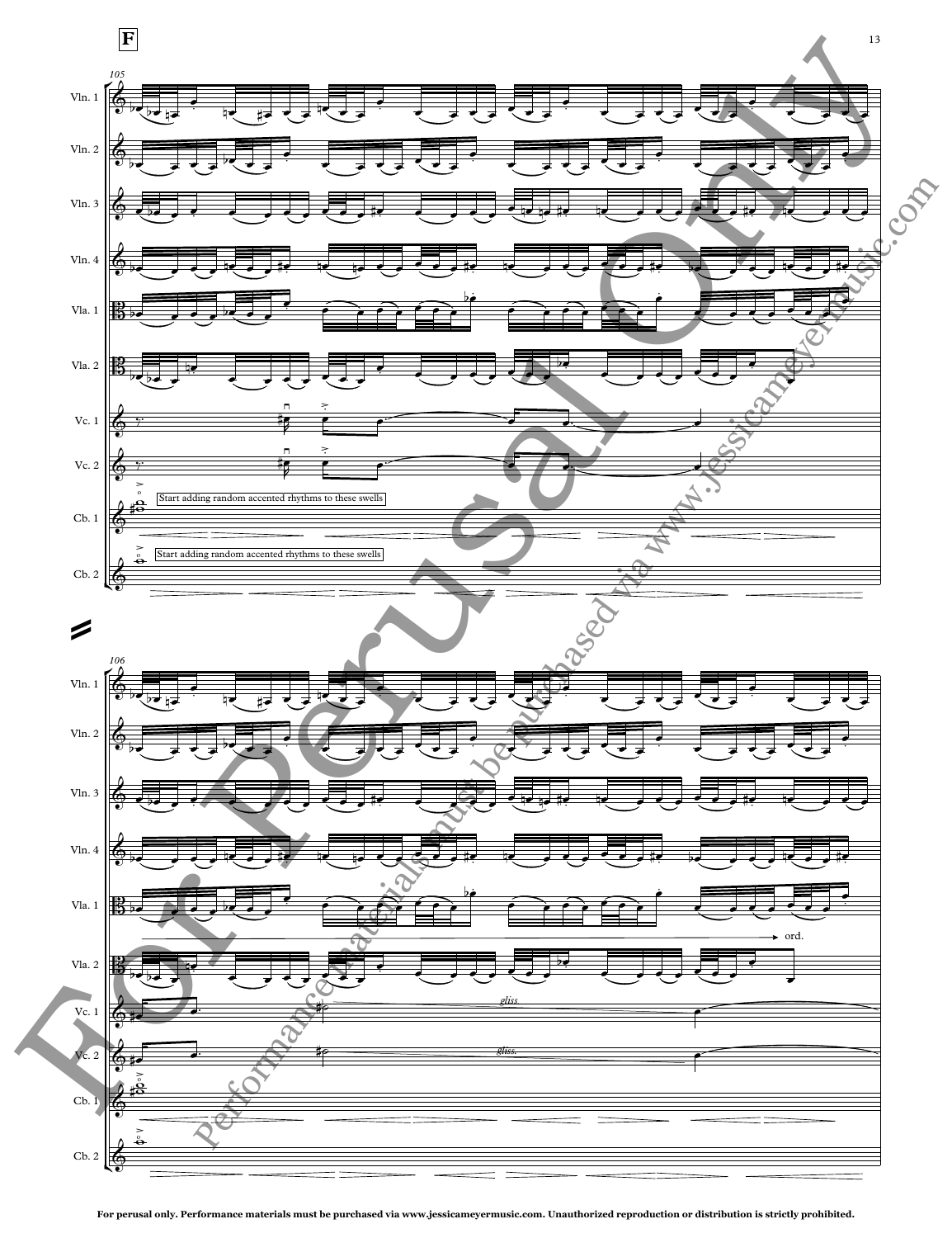**F**

105

Vln. 1

Vln. 2

Vln. 3

Vln. 4

Vla. 1

Vla. 2

Vc. 1

Vc. 2

Cb. 1

Start adding random accented rhythms to these swells

Cb. 2

Start adding random accented rhythms to these swells

106

Vln. 1

Vln. 2

Vln. 3

Vln. 4

Vla. 1

ord.

Vla. 2

Vc. 1

*gliss.*

Vc. 2

*gliss.*

Cb. 1

Cb. 2

For perusal only. Performance materials must be purchased via www.jessicameyermusic.com. Unauthorized reproduction or distribution is strictly prohibited.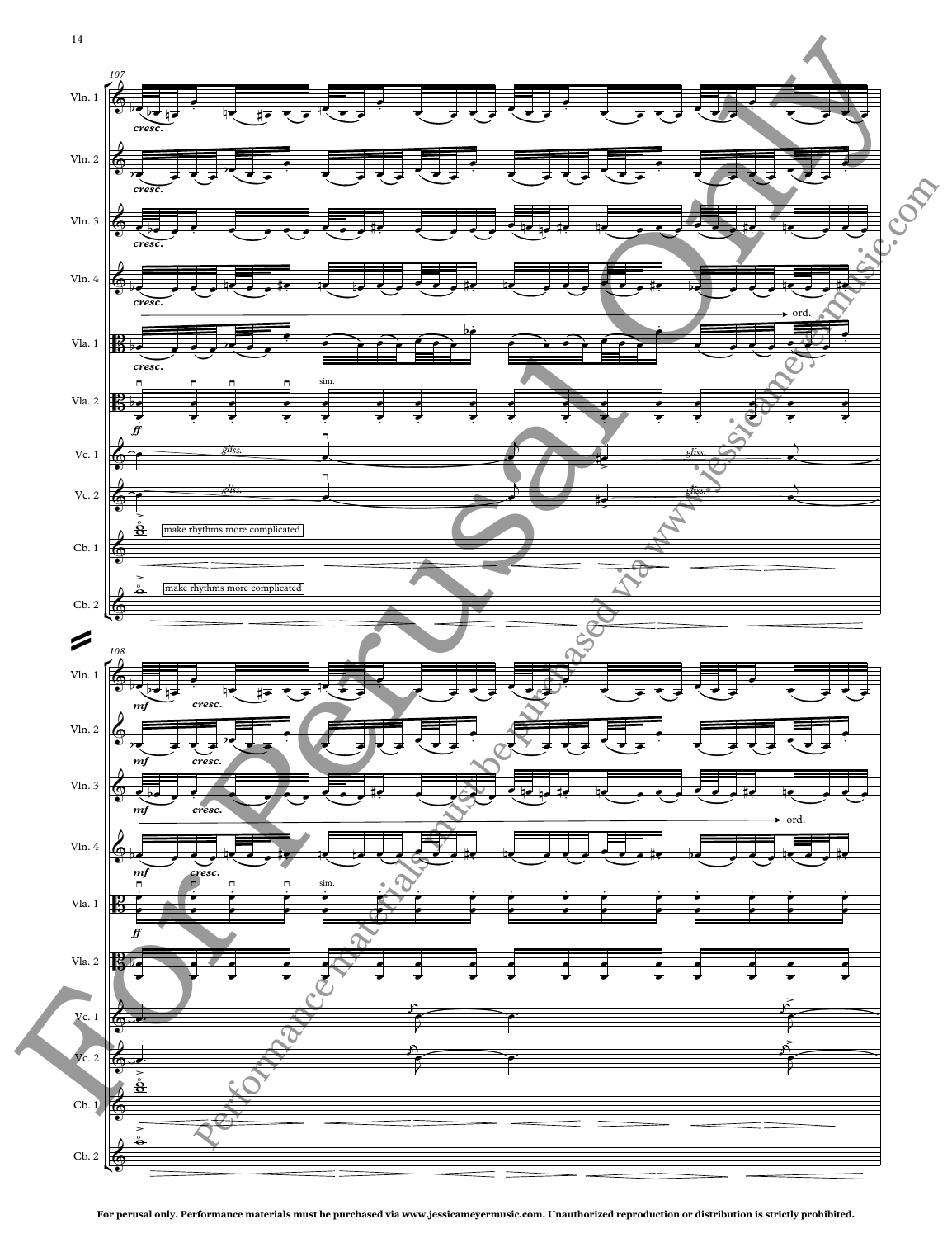For perusal only. Performance materials must be purchased via www.jessicameyermusic.com. Unauthorized reproduction or distribution is strictly prohibited.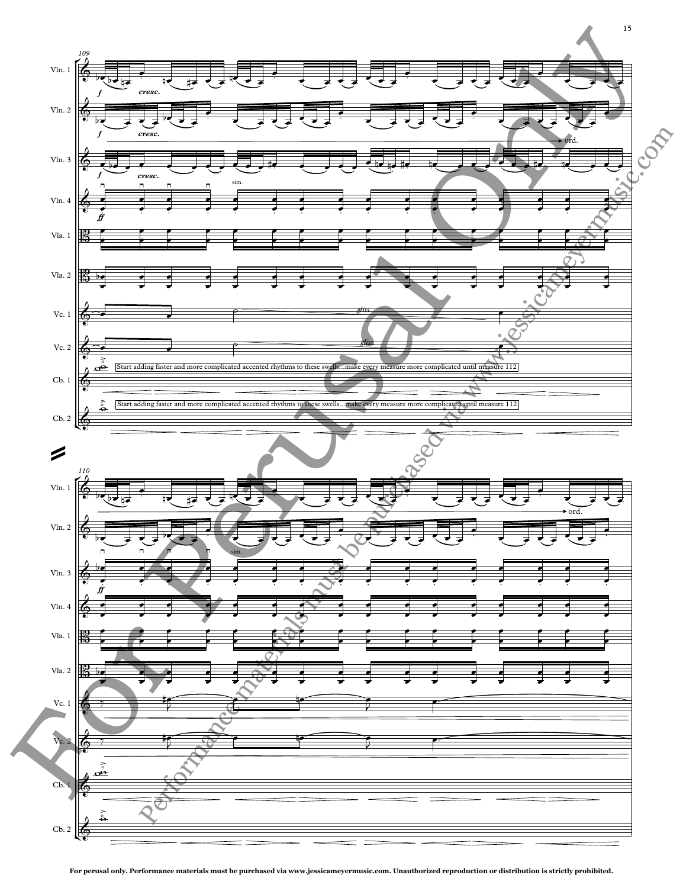Start adding faster and more complicated accented rhythms to these swells...make every measure more complicated until measure 112

Start adding faster and more complicated accented rhythms to these swells...make every measure more complicated until measure 112

For perusal only. Performance materials must be purchased via www.jessicameyermusic.com. Unauthorized reproduction or distribution is strictly prohibited.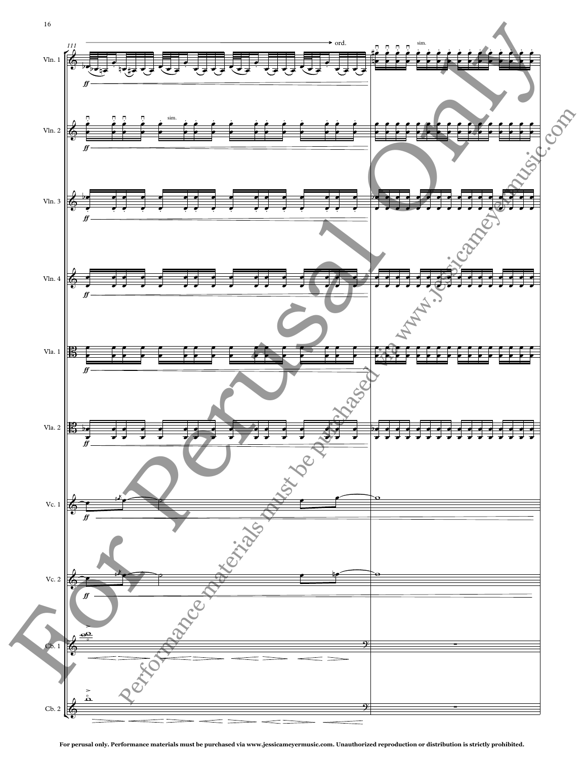For perusal only. Performance materials must be purchased via www.jessicameyermusic.com. Unauthorized reproduction or distribution is strictly prohibited.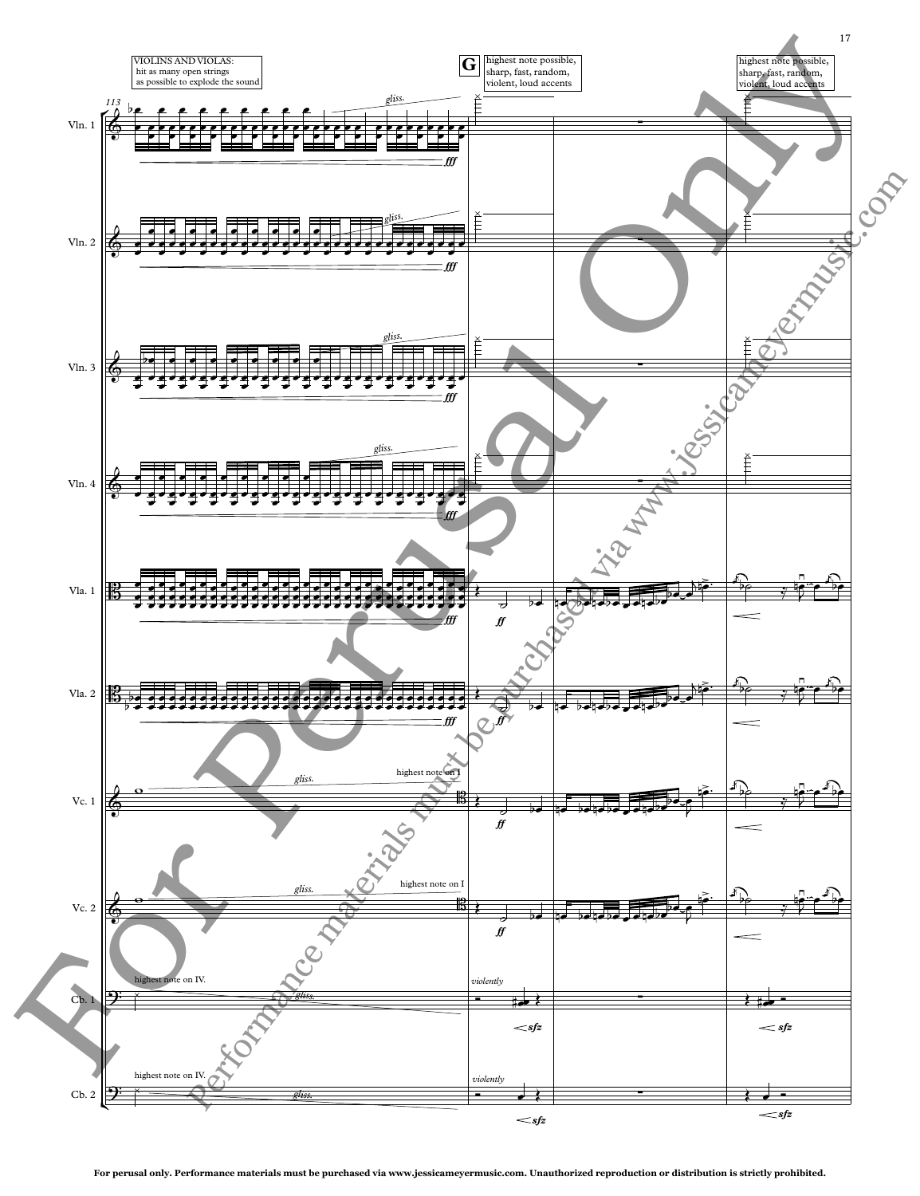VIOLINS AND VIOLAS: hit as many open strings as possible to explode the sound

**G**

highest note possible, sharp, fast, random, violent, loud accents

highest note possible, sharp, fast, random, violent, loud accents

113

Vln. 1

*gliss.*

*fff*

Vln. 2

*gliss.*

*fff*

Vln. 3

*gliss.*

*fff*

Vln. 4

*gliss.*

*fff*

Vla. 1

*fff*

*ff*

Vla. 2

*fff*

*ff*

Vc. 1

*gliss.*

highest note on I

*ff*

Vc. 2

*gliss.*

highest note on I

*ff*

Cb. 1

highest note on IV.

*gliss.*

*violently*

*sfz*

*sfz*

Cb. 2

highest note on IV.

*gliss.*

*violently*

*sfz*

*sfz*

For perusal only. Performance materials must be purchased via www.jessicameyermusic.com. Unauthorized reproduction or distribution is strictly prohibited.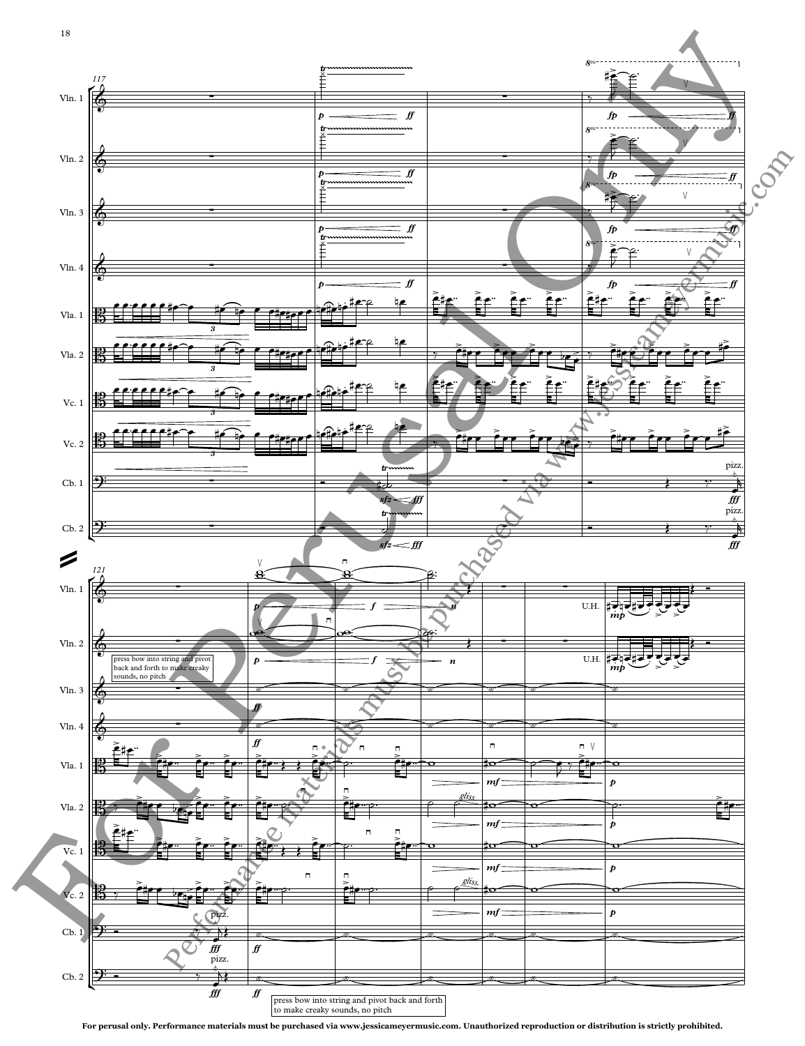press bow into string and pivot back and forth to make creaky sounds, no pitch

press bow into string and pivot back and forth to make creaky sounds, no pitch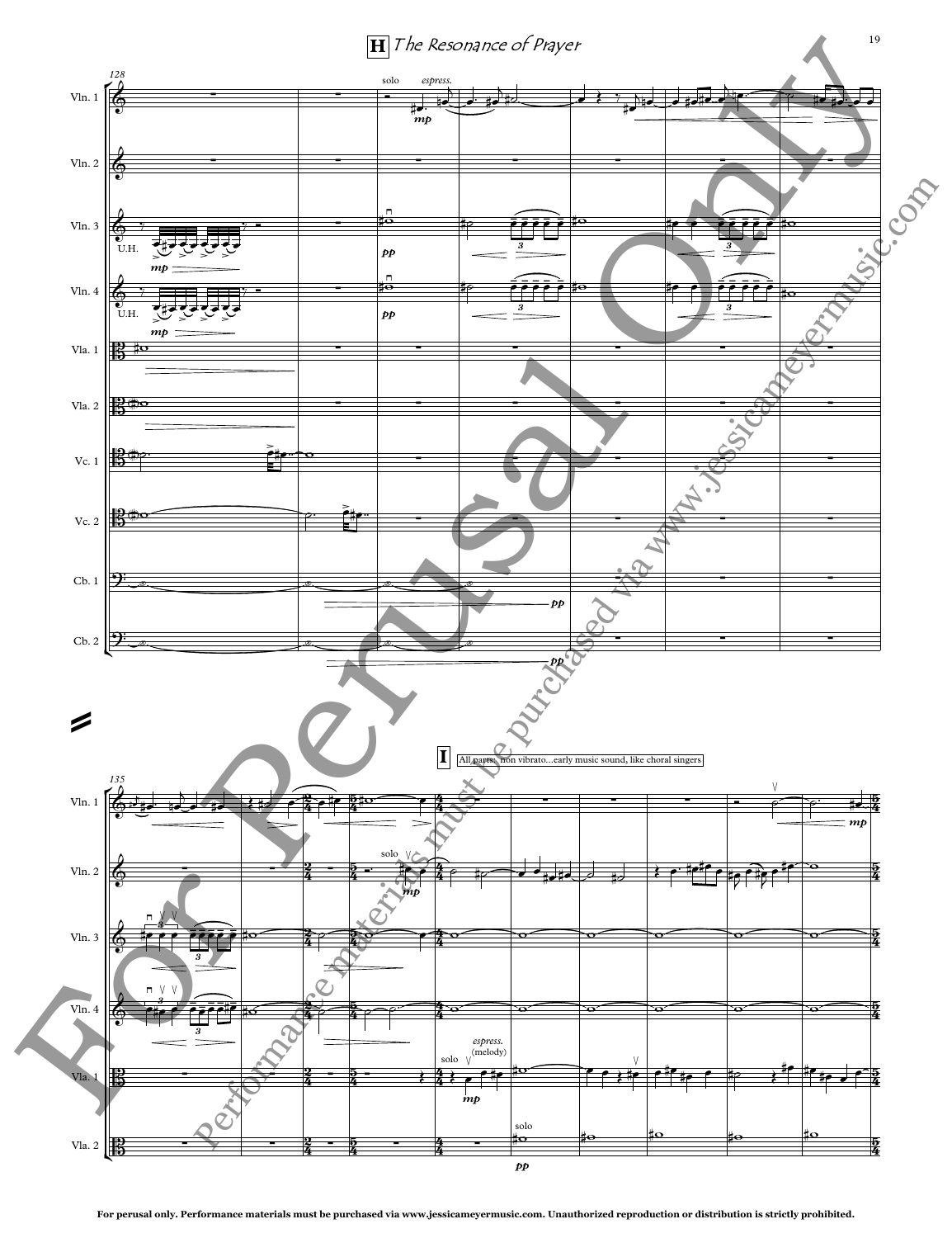## H *The Resonance of Prayer*

128

Vln. 1 — solo *espress.* *mp*

Vln. 2

Vln. 3 — U.H. *mp* — *pp*

Vln. 4 — U.H. *mp* — *pp*

Vla. 1

Vla. 2

Vc. 1

Vc. 2

Cb. 1 — *pp*

Cb. 2 — *pp*

135

**I** All parts: non vibrato...early music sound, like choral singers

Vln. 1 — *mp*

Vln. 2 — solo *mp*

Vln. 3

Vln. 4

Vla. 1 — solo *espress.* (melody) *mp*

Vla. 2 — solo *pp*

For perusal only. Performance materials must be purchased via www.jessicameyermusic.com. Unauthorized reproduction or distribution is strictly prohibited.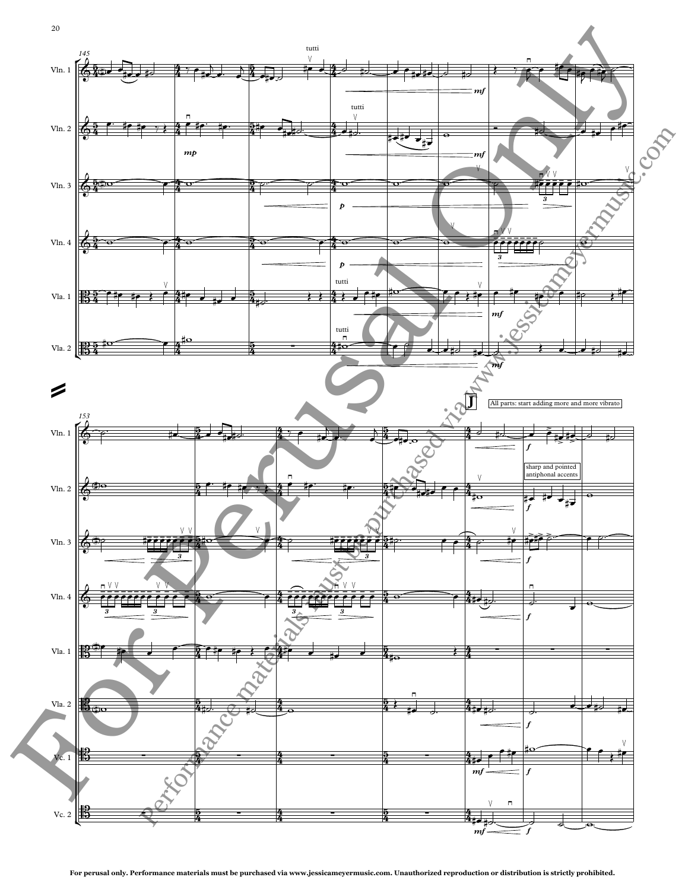All parts: start adding more and more vibrato

sharp and pointed antiphonal accents

For perusal only. Performance materials must be purchased via www.jessicameyermusic.com. Unauthorized reproduction or distribution is strictly prohibited.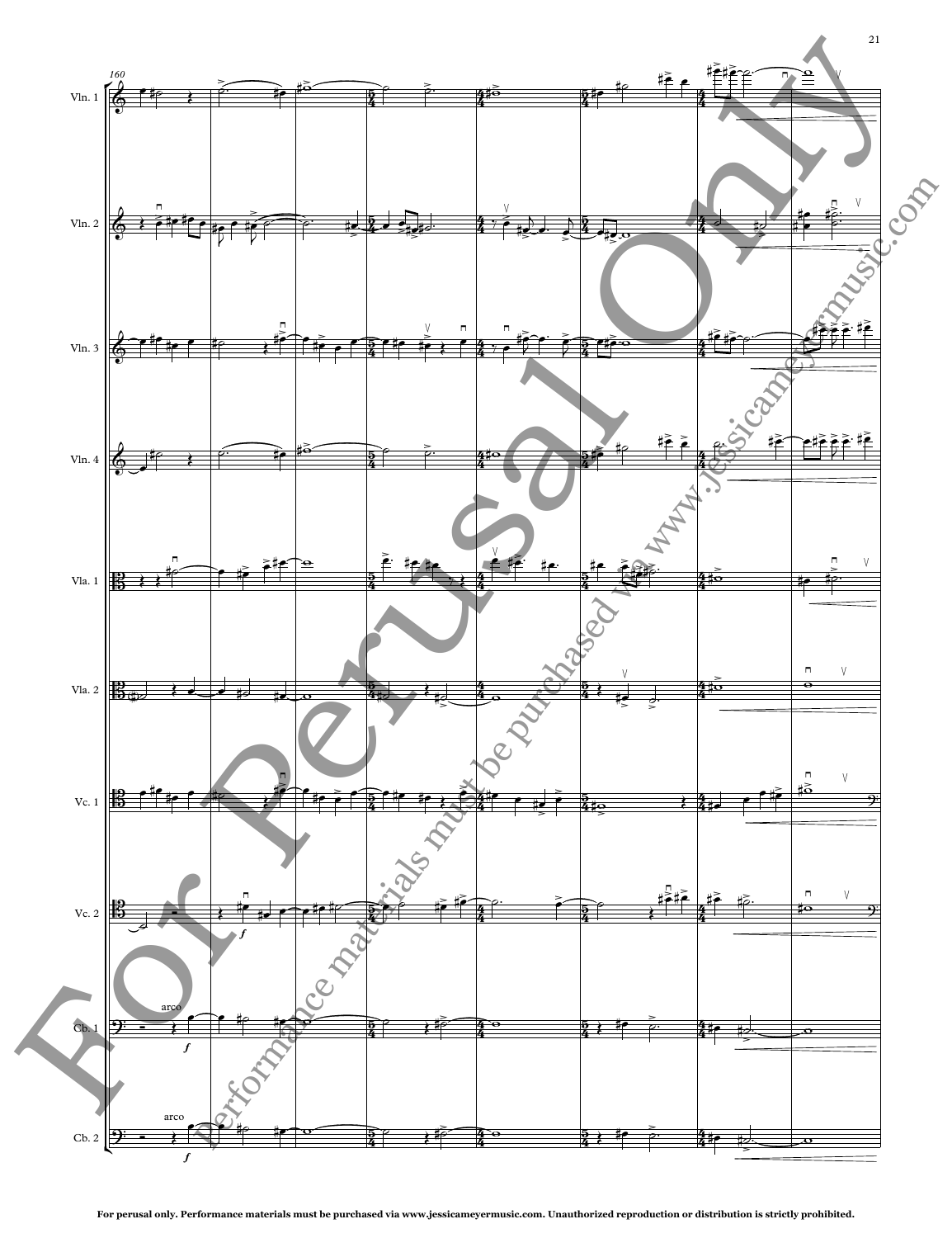For perusal only. Performance materials must be purchased via www.jessicameyermusic.com. Unauthorized reproduction or distribution is strictly prohibited.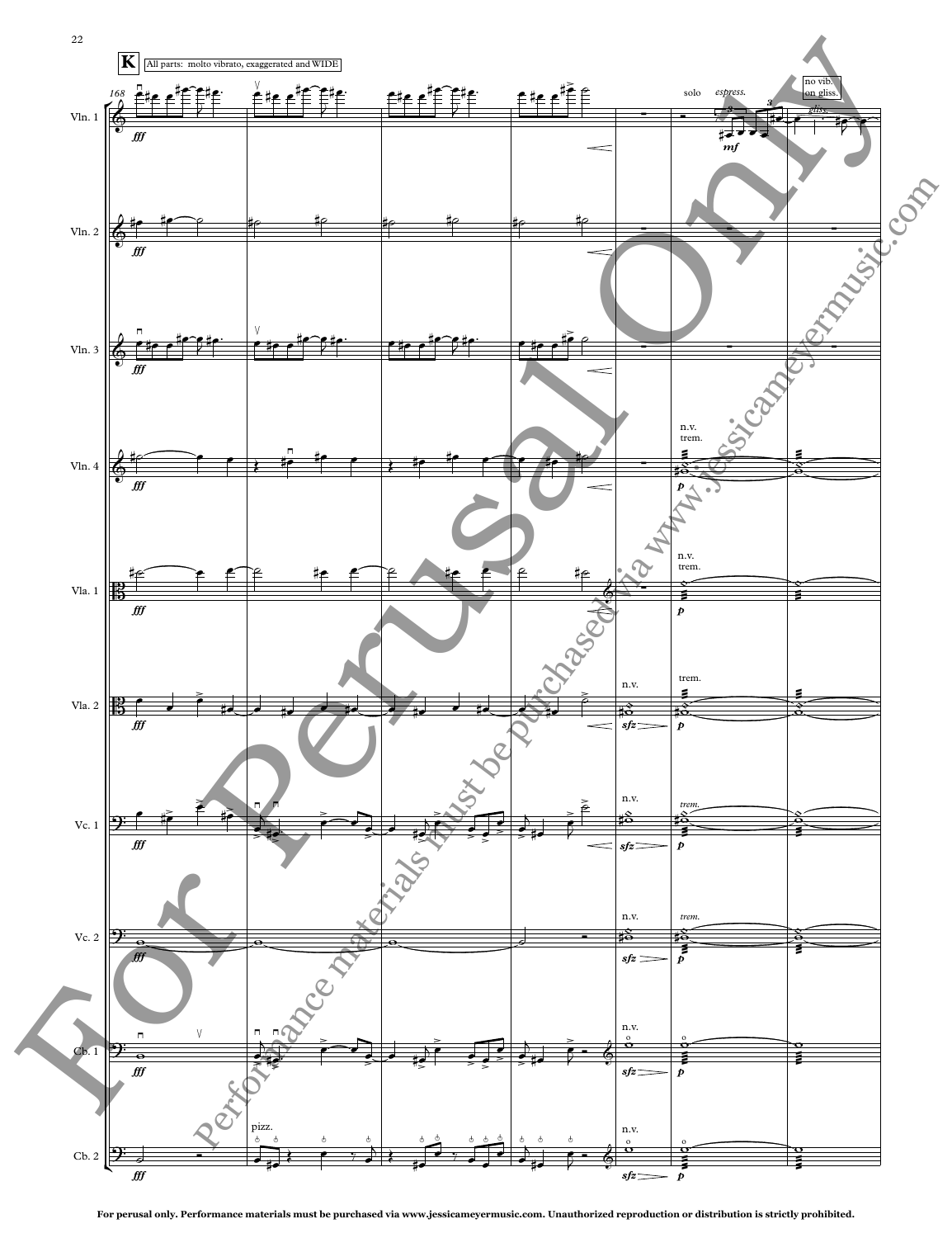**K** All parts: molto vibrato, exaggerated and WIDE

For perusal only. Performance materials must be purchased via www.jessicameyermusic.com. Unauthorized reproduction or distribution is strictly prohibited.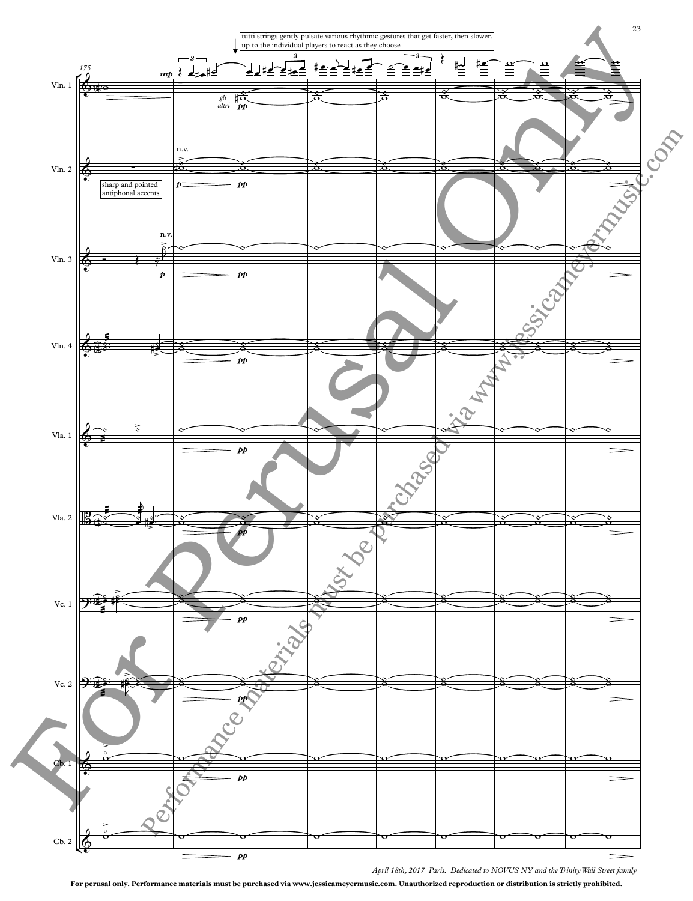tutti strings gently pulsate various rhythmic gestures that get faster, then slower. up to the individual players to react as they choose

sharp and pointed antiphonal accents

*April 18th, 2017 Paris. Dedicated to NOVUS NY and the Trinity Wall Street family*

**For perusal only. Performance materials must be purchased via www.jessicameyermusic.com. Unauthorized reproduction or distribution is strictly prohibited.**